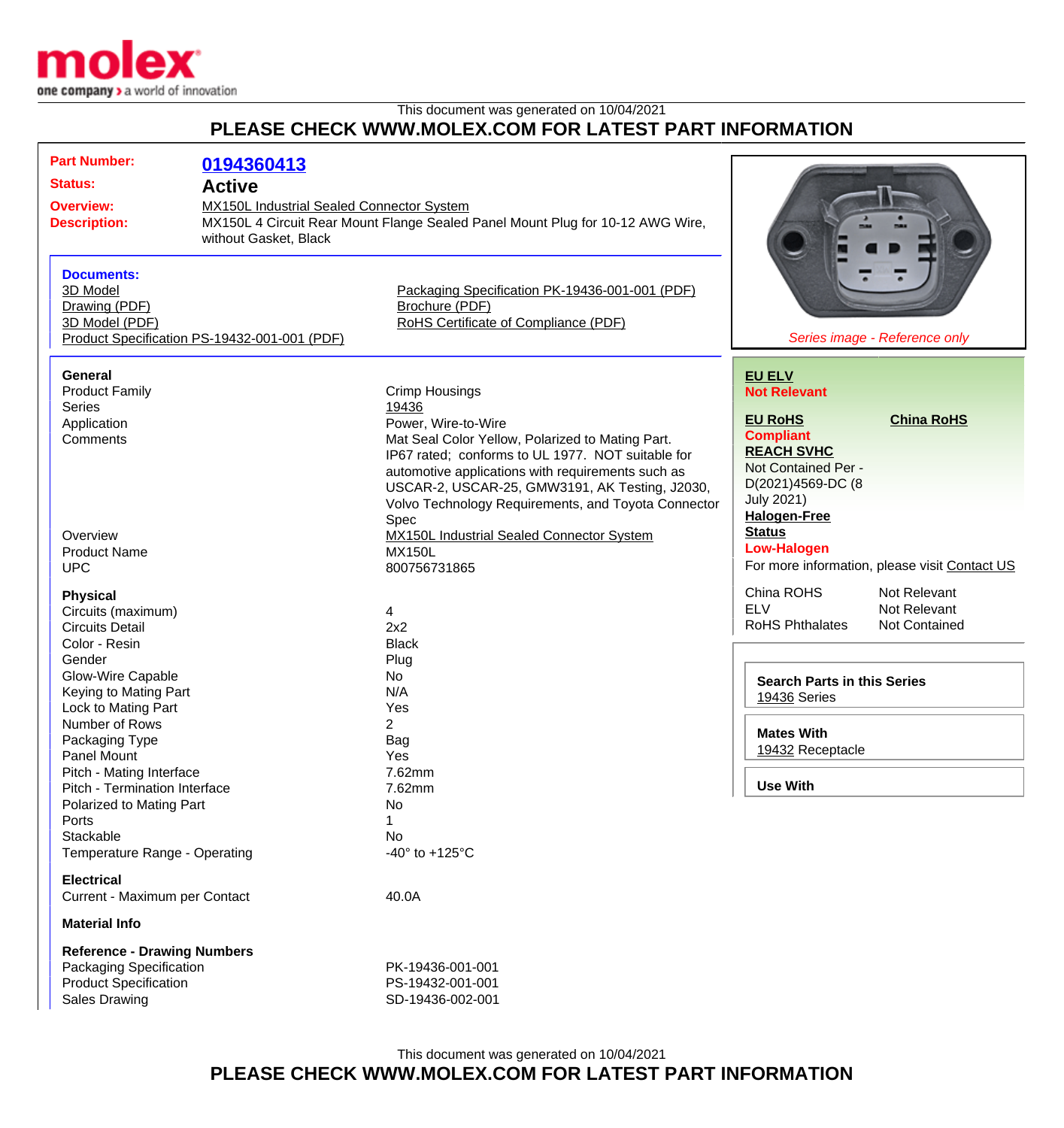This document was generated on 10/04/2021

# PLEASE CHECK WWW.MOLEX.COM FOR LATEST PART INFORMATION

**Part Number:** 0194360413
**Status:** Active
**Overview:** MX150L Industrial Sealed Connector System
**Description:** MX150L 4 Circuit Rear Mount Flange Sealed Panel Mount Plug for 10-12 AWG Wire, without Gasket, Black

*Series image - Reference only*

### Documents:

- 3D Model
- Drawing (PDF)
- 3D Model (PDF)
- Product Specification PS-19432-001-001 (PDF)
- Packaging Specification PK-19436-001-001 (PDF)
- Brochure (PDF)
- RoHS Certificate of Compliance (PDF)

### General

| | |
|---|---|
| Product Family | Crimp Housings |
| Series | 19436 |
| Application | Power, Wire-to-Wire |
| Comments | Mat Seal Color Yellow, Polarized to Mating Part. IP67 rated; conforms to UL 1977. NOT suitable for automotive applications with requirements such as USCAR-2, USCAR-25, GMW3191, AK Testing, J2030, Volvo Technology Requirements, and Toyota Connector Spec |
| Overview | MX150L Industrial Sealed Connector System |
| Product Name | MX150L |
| UPC | 800756731865 |

### Physical

| | |
|---|---|
| Circuits (maximum) | 4 |
| Circuits Detail | 2x2 |
| Color - Resin | Black |
| Gender | Plug |
| Glow-Wire Capable | No |
| Keying to Mating Part | N/A |
| Lock to Mating Part | Yes |
| Number of Rows | 2 |
| Packaging Type | Bag |
| Panel Mount | Yes |
| Pitch - Mating Interface | 7.62mm |
| Pitch - Termination Interface | 7.62mm |
| Polarized to Mating Part | No |
| Ports | 1 |
| Stackable | No |
| Temperature Range - Operating | -40° to +125°C |

### Electrical

| | |
|---|---|
| Current - Maximum per Contact | 40.0A |

### Material Info

### Reference - Drawing Numbers

| | |
|---|---|
| Packaging Specification | PK-19436-001-001 |
| Product Specification | PS-19432-001-001 |
| Sales Drawing | SD-19436-002-001 |

**EU ELV**
Not Relevant

**EU RoHS**
Compliant

**China RoHS**

**REACH SVHC**
Not Contained Per - D(2021)4569-DC (8 July 2021)

**Halogen-Free Status**
Low-Halogen

For more information, please visit Contact US

| | |
|---|---|
| China ROHS | Not Relevant |
| ELV | Not Relevant |
| RoHS Phthalates | Not Contained |

**Search Parts in this Series**
19436 Series

**Mates With**
19432 Receptacle

**Use With**

This document was generated on 10/04/2021

# PLEASE CHECK WWW.MOLEX.COM FOR LATEST PART INFORMATION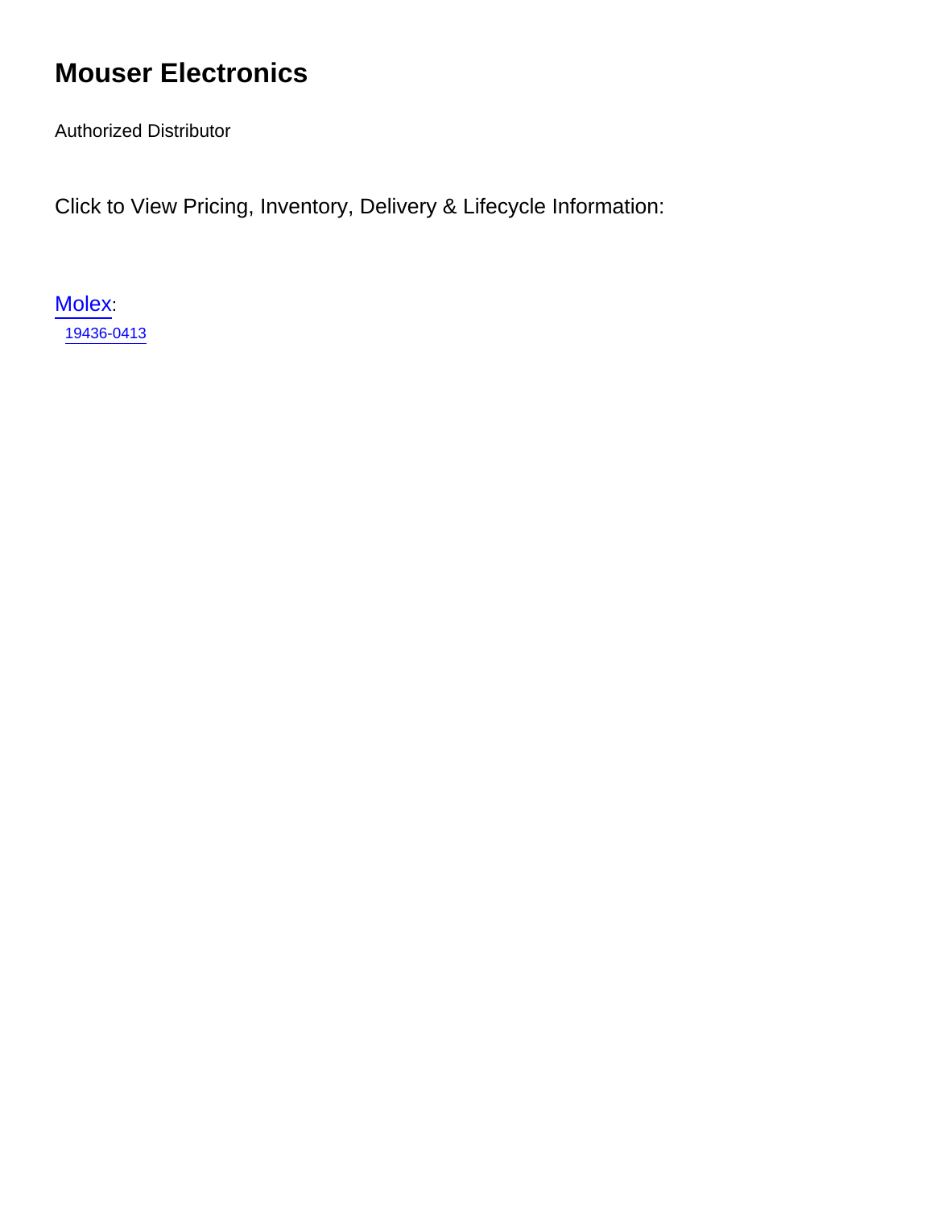# Mouser Electronics

Authorized Distributor

Click to View Pricing, Inventory, Delivery & Lifecycle Information:

Molex:

19436-0413